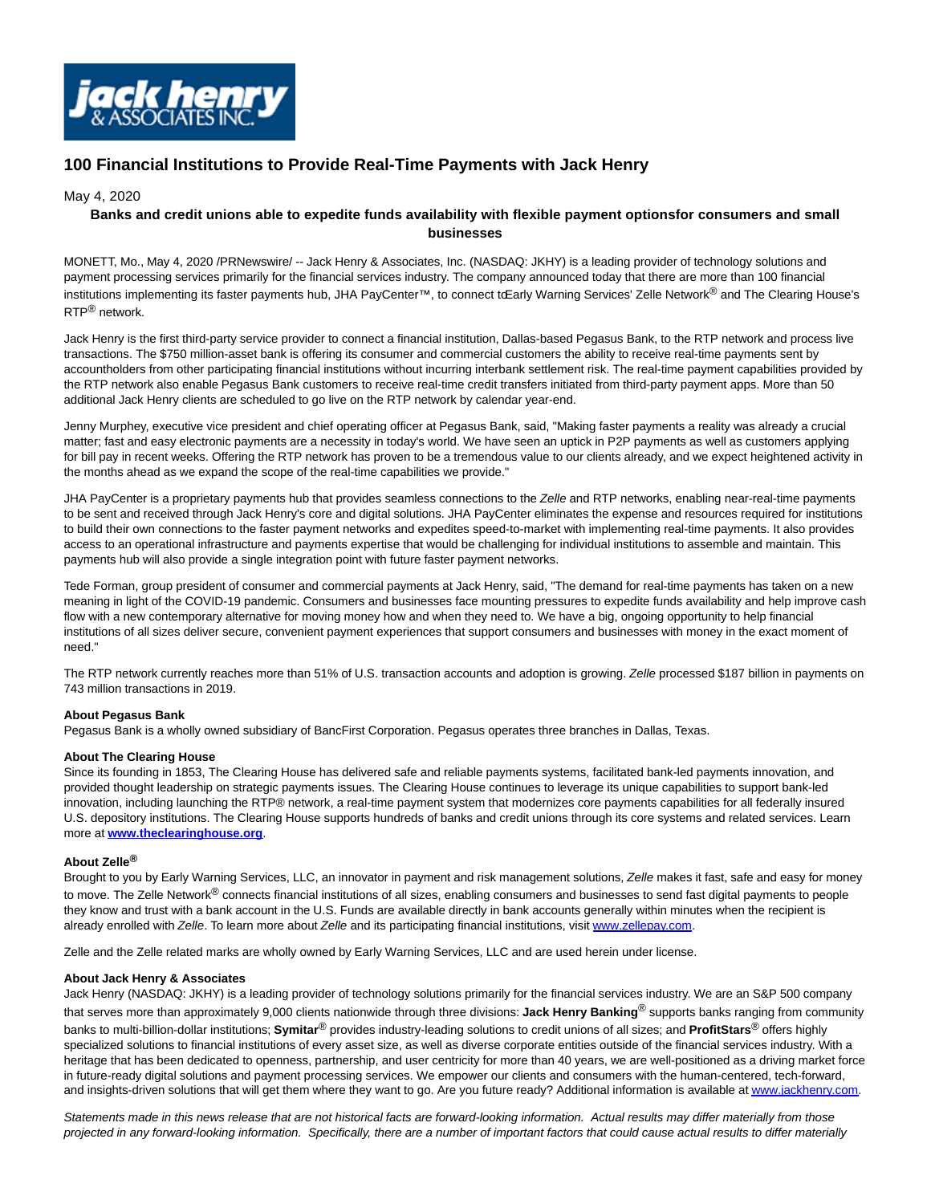# 100 Financial Institutions to Provide Real-Time Payments with Jack Henry

May 4, 2020

**Banks and credit unions able to expedite funds availability with flexible payment optionsfor consumers and small businesses**

MONETT, Mo., May 4, 2020 /PRNewswire/ -- Jack Henry & Associates, Inc. (NASDAQ: JKHY) is a leading provider of technology solutions and payment processing services primarily for the financial services industry. The company announced today that there are more than 100 financial institutions implementing its faster payments hub, JHA PayCenter™, to connect toEarly Warning Services' Zelle Network® and The Clearing House's RTP® network.

Jack Henry is the first third-party service provider to connect a financial institution, Dallas-based Pegasus Bank, to the RTP network and process live transactions. The $750 million-asset bank is offering its consumer and commercial customers the ability to receive real-time payments sent by accountholders from other participating financial institutions without incurring interbank settlement risk. The real-time payment capabilities provided by the RTP network also enable Pegasus Bank customers to receive real-time credit transfers initiated from third-party payment apps. More than 50 additional Jack Henry clients are scheduled to go live on the RTP network by calendar year-end.

Jenny Murphey, executive vice president and chief operating officer at Pegasus Bank, said, "Making faster payments a reality was already a crucial matter; fast and easy electronic payments are a necessity in today's world. We have seen an uptick in P2P payments as well as customers applying for bill pay in recent weeks. Offering the RTP network has proven to be a tremendous value to our clients already, and we expect heightened activity in the months ahead as we expand the scope of the real-time capabilities we provide."

JHA PayCenter is a proprietary payments hub that provides seamless connections to the *Zelle* and RTP networks, enabling near-real-time payments to be sent and received through Jack Henry's core and digital solutions. JHA PayCenter eliminates the expense and resources required for institutions to build their own connections to the faster payment networks and expedites speed-to-market with implementing real-time payments. It also provides access to an operational infrastructure and payments expertise that would be challenging for individual institutions to assemble and maintain. This payments hub will also provide a single integration point with future faster payment networks.

Tede Forman, group president of consumer and commercial payments at Jack Henry, said, "The demand for real-time payments has taken on a new meaning in light of the COVID-19 pandemic. Consumers and businesses face mounting pressures to expedite funds availability and help improve cash flow with a new contemporary alternative for moving money how and when they need to. We have a big, ongoing opportunity to help financial institutions of all sizes deliver secure, convenient payment experiences that support consumers and businesses with money in the exact moment of need."

The RTP network currently reaches more than 51% of U.S. transaction accounts and adoption is growing. *Zelle* processed $187 billion in payments on 743 million transactions in 2019.

**About Pegasus Bank**
Pegasus Bank is a wholly owned subsidiary of BancFirst Corporation. Pegasus operates three branches in Dallas, Texas.

**About The Clearing House**
Since its founding in 1853, The Clearing House has delivered safe and reliable payments systems, facilitated bank-led payments innovation, and provided thought leadership on strategic payments issues. The Clearing House continues to leverage its unique capabilities to support bank-led innovation, including launching the RTP® network, a real-time payment system that modernizes core payments capabilities for all federally insured U.S. depository institutions. The Clearing House supports hundreds of banks and credit unions through its core systems and related services. Learn more at **www.theclearinghouse.org**.

**About Zelle®**
Brought to you by Early Warning Services, LLC, an innovator in payment and risk management solutions, *Zelle* makes it fast, safe and easy for money to move. The Zelle Network® connects financial institutions of all sizes, enabling consumers and businesses to send fast digital payments to people they know and trust with a bank account in the U.S. Funds are available directly in bank accounts generally within minutes when the recipient is already enrolled with *Zelle*. To learn more about *Zelle* and its participating financial institutions, visit www.zellepay.com.

Zelle and the Zelle related marks are wholly owned by Early Warning Services, LLC and are used herein under license.

**About Jack Henry & Associates**
Jack Henry (NASDAQ: JKHY) is a leading provider of technology solutions primarily for the financial services industry. We are an S&P 500 company that serves more than approximately 9,000 clients nationwide through three divisions: **Jack Henry Banking**® supports banks ranging from community banks to multi-billion-dollar institutions; **Symitar**® provides industry-leading solutions to credit unions of all sizes; and **ProfitStars**® offers highly specialized solutions to financial institutions of every asset size, as well as diverse corporate entities outside of the financial services industry. With a heritage that has been dedicated to openness, partnership, and user centricity for more than 40 years, we are well-positioned as a driving market force in future-ready digital solutions and payment processing services. We empower our clients and consumers with the human-centered, tech-forward, and insights-driven solutions that will get them where they want to go. Are you future ready? Additional information is available at www.jackhenry.com.

*Statements made in this news release that are not historical facts are forward-looking information. Actual results may differ materially from those projected in any forward-looking information. Specifically, there are a number of important factors that could cause actual results to differ materially*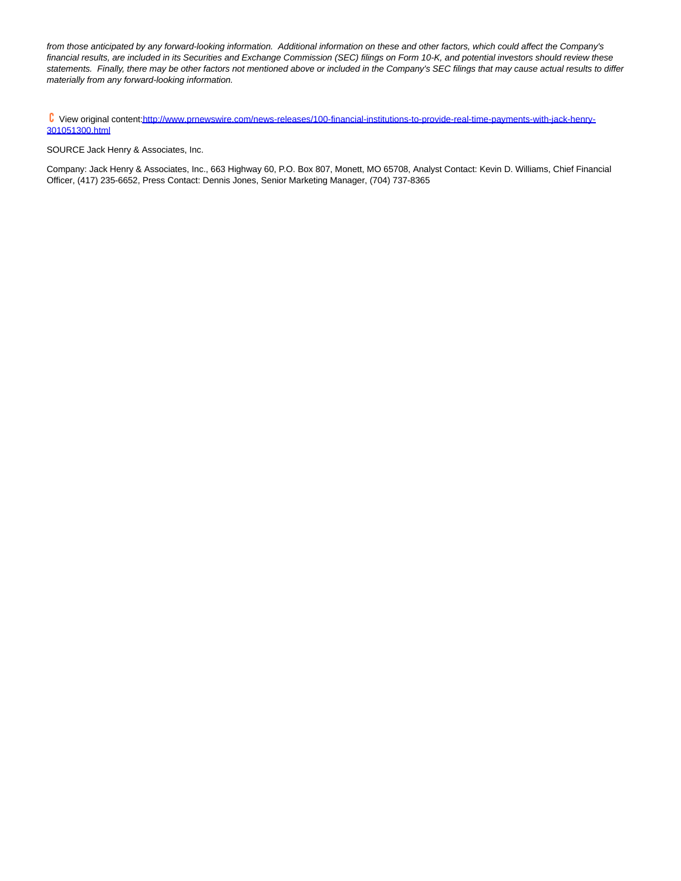*from those anticipated by any forward-looking information. Additional information on these and other factors, which could affect the Company's financial results, are included in its Securities and Exchange Commission (SEC) filings on Form 10-K, and potential investors should review these statements. Finally, there may be other factors not mentioned above or included in the Company's SEC filings that may cause actual results to differ materially from any forward-looking information.*

View original content:[http://www.prnewswire.com/news-releases/100-financial-institutions-to-provide-real-time-payments-with-jack-henry-301051300.html](http://www.prnewswire.com/news-releases/100-financial-institutions-to-provide-real-time-payments-with-jack-henry-301051300.html)

SOURCE Jack Henry & Associates, Inc.

Company: Jack Henry & Associates, Inc., 663 Highway 60, P.O. Box 807, Monett, MO 65708, Analyst Contact: Kevin D. Williams, Chief Financial Officer, (417) 235-6652, Press Contact: Dennis Jones, Senior Marketing Manager, (704) 737-8365